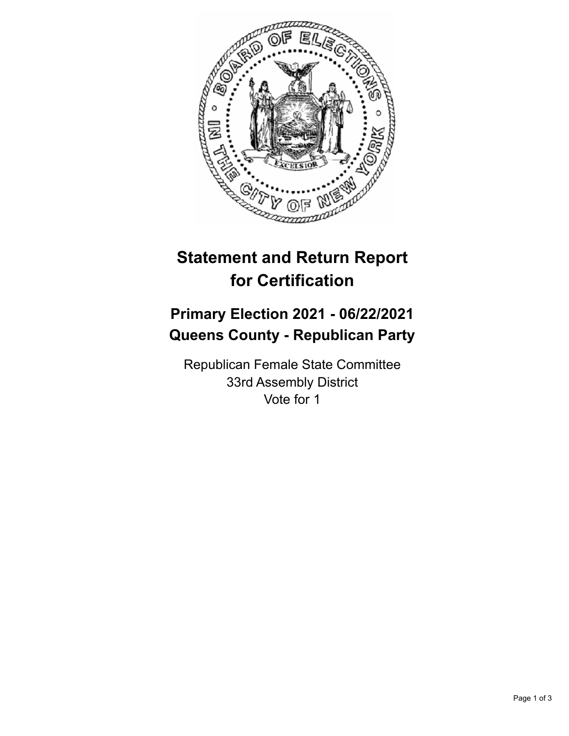# Statement and Return Report for Certification

## Primary Election 2021 - 06/22/2021
## Queens County - Republican Party

Republican Female State Committee
33rd Assembly District
Vote for 1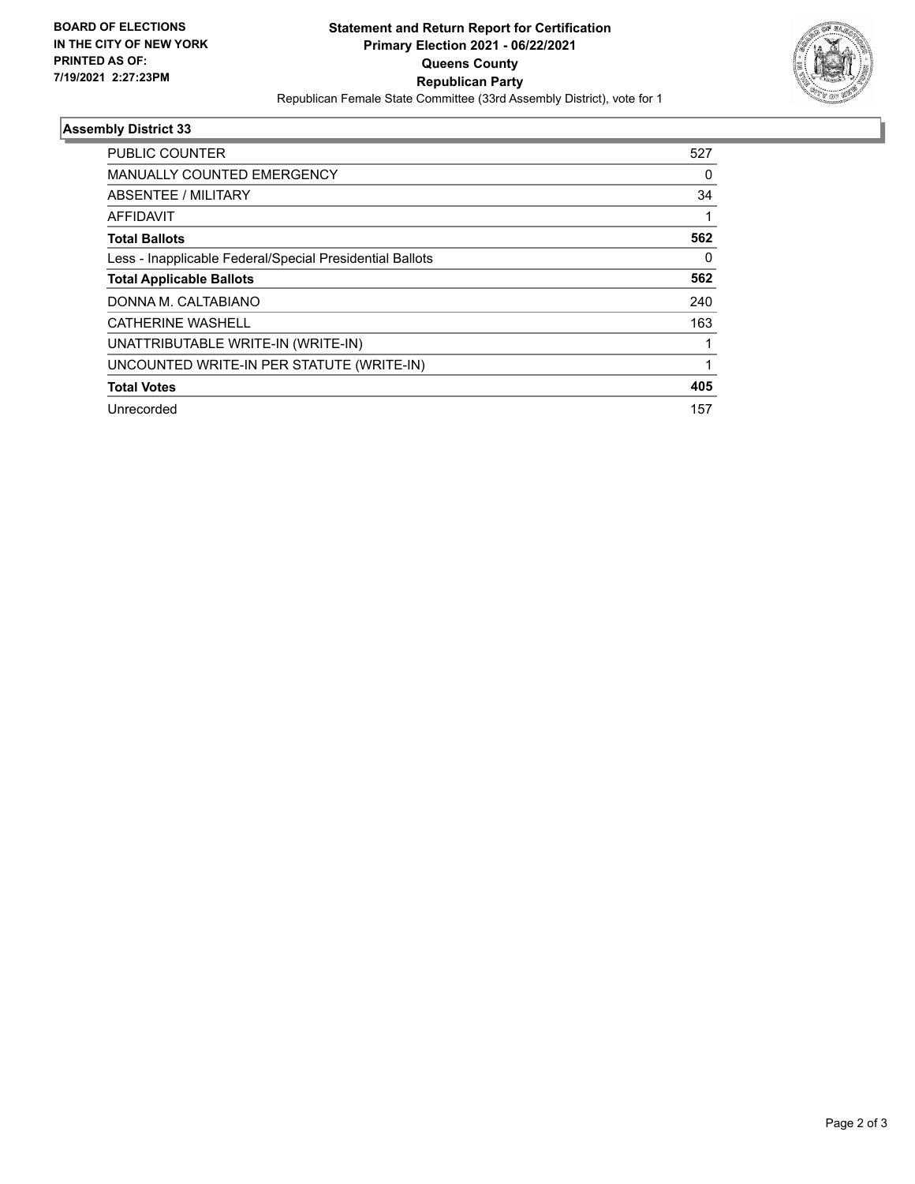**BOARD OF ELECTIONS IN THE CITY OF NEW YORK PRINTED AS OF: 7/19/2021 2:27:23PM**

# Statement and Return Report for Certification
## Primary Election 2021 - 06/22/2021
## Queens County
## Republican Party

Republican Female State Committee (33rd Assembly District), vote for 1

### Assembly District 33

| | |
|---|---|
| PUBLIC COUNTER | 527 |
| MANUALLY COUNTED EMERGENCY | 0 |
| ABSENTEE / MILITARY | 34 |
| AFFIDAVIT | 1 |
| **Total Ballots** | **562** |
| Less - Inapplicable Federal/Special Presidential Ballots | 0 |
| **Total Applicable Ballots** | **562** |
| DONNA M. CALTABIANO | 240 |
| CATHERINE WASHELL | 163 |
| UNATTRIBUTABLE WRITE-IN (WRITE-IN) | 1 |
| UNCOUNTED WRITE-IN PER STATUTE (WRITE-IN) | 1 |
| **Total Votes** | **405** |
| Unrecorded | 157 |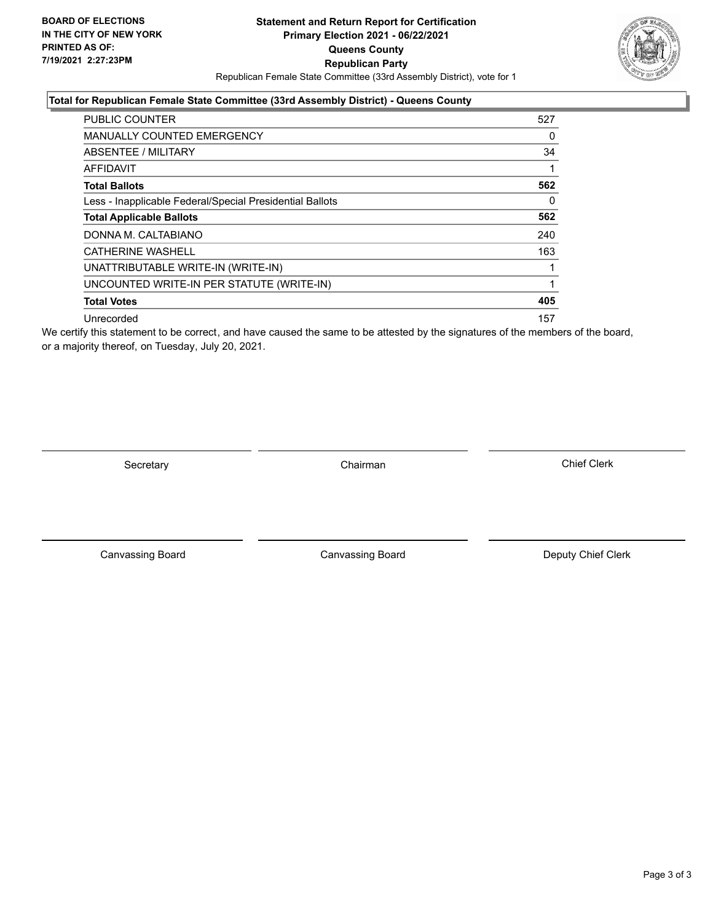**BOARD OF ELECTIONS IN THE CITY OF NEW YORK PRINTED AS OF: 7/19/2021 2:27:23PM**

**Statement and Return Report for Certification Primary Election 2021 - 06/22/2021 Queens County Republican Party**

Republican Female State Committee (33rd Assembly District), vote for 1

**Total for Republican Female State Committee (33rd Assembly District) - Queens County**

| | |
|---|---|
| PUBLIC COUNTER | 527 |
| MANUALLY COUNTED EMERGENCY | 0 |
| ABSENTEE / MILITARY | 34 |
| AFFIDAVIT | 1 |
| **Total Ballots** | **562** |
| Less - Inapplicable Federal/Special Presidential Ballots | 0 |
| **Total Applicable Ballots** | **562** |
| DONNA M. CALTABIANO | 240 |
| CATHERINE WASHELL | 163 |
| UNATTRIBUTABLE WRITE-IN (WRITE-IN) | 1 |
| UNCOUNTED WRITE-IN PER STATUTE (WRITE-IN) | 1 |
| **Total Votes** | **405** |
| Unrecorded | 157 |

We certify this statement to be correct, and have caused the same to be attested by the signatures of the members of the board, or a majority thereof, on Tuesday, July 20, 2021.

Secretary

Chairman

Chief Clerk

Canvassing Board

Canvassing Board

Deputy Chief Clerk